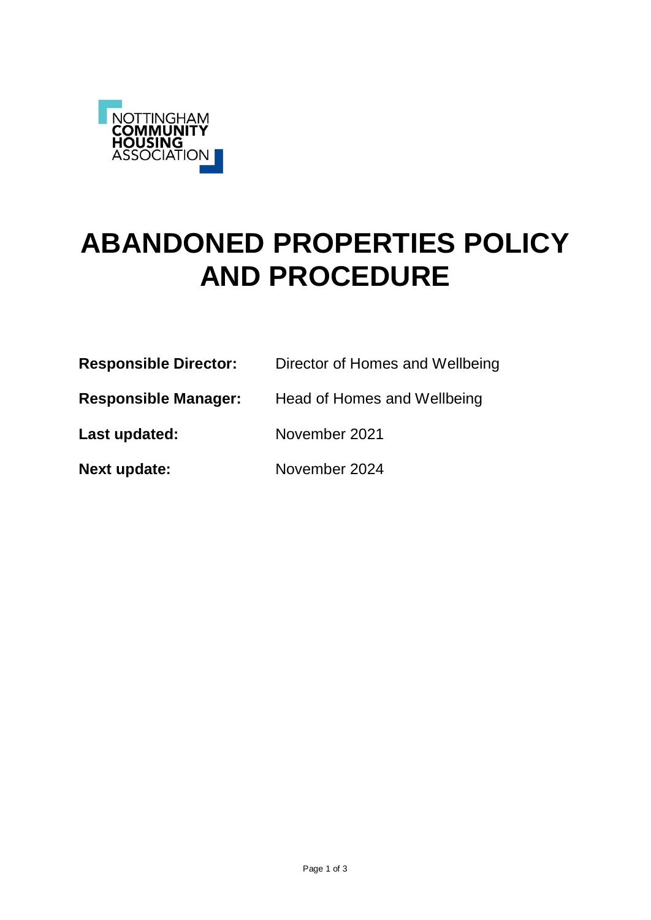NOTTINGHAM
**COMMUNITY**
**HOUSING**
ASSOCIATION

# ABANDONED PROPERTIES POLICY AND PROCEDURE

| | |
|---|---|
| **Responsible Director:** | Director of Homes and Wellbeing |
| **Responsible Manager:** | Head of Homes and Wellbeing |
| **Last updated:** | November 2021 |
| **Next update:** | November 2024 |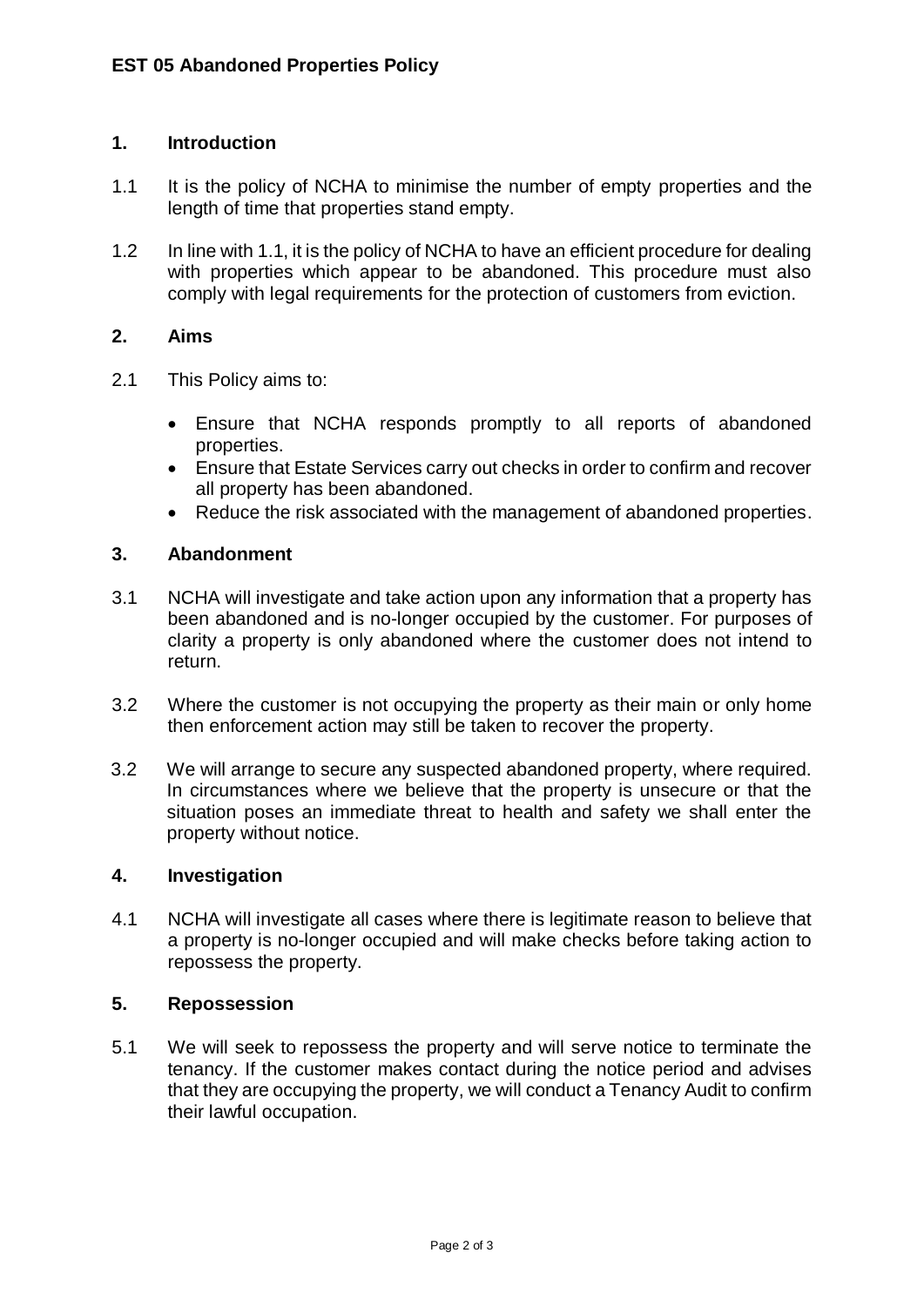**EST 05 Abandoned Properties Policy**

## 1. Introduction

1.1 It is the policy of NCHA to minimise the number of empty properties and the length of time that properties stand empty.

1.2 In line with 1.1, it is the policy of NCHA to have an efficient procedure for dealing with properties which appear to be abandoned. This procedure must also comply with legal requirements for the protection of customers from eviction.

## 2. Aims

2.1 This Policy aims to:

- Ensure that NCHA responds promptly to all reports of abandoned properties.
- Ensure that Estate Services carry out checks in order to confirm and recover all property has been abandoned.
- Reduce the risk associated with the management of abandoned properties.

## 3. Abandonment

3.1 NCHA will investigate and take action upon any information that a property has been abandoned and is no-longer occupied by the customer. For purposes of clarity a property is only abandoned where the customer does not intend to return.

3.2 Where the customer is not occupying the property as their main or only home then enforcement action may still be taken to recover the property.

3.2 We will arrange to secure any suspected abandoned property, where required. In circumstances where we believe that the property is unsecure or that the situation poses an immediate threat to health and safety we shall enter the property without notice.

## 4. Investigation

4.1 NCHA will investigate all cases where there is legitimate reason to believe that a property is no-longer occupied and will make checks before taking action to repossess the property.

## 5. Repossession

5.1 We will seek to repossess the property and will serve notice to terminate the tenancy. If the customer makes contact during the notice period and advises that they are occupying the property, we will conduct a Tenancy Audit to confirm their lawful occupation.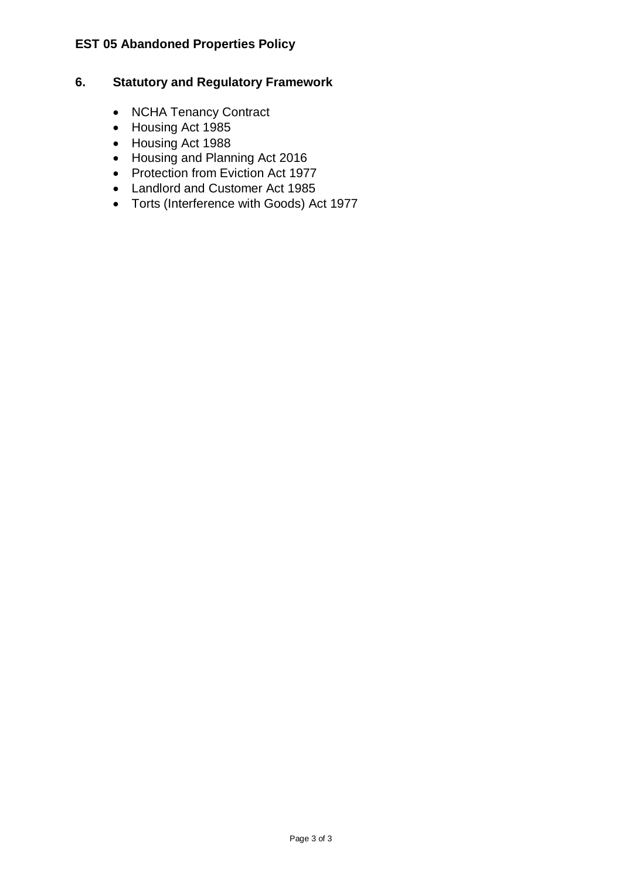## 6. Statutory and Regulatory Framework

- NCHA Tenancy Contract
- Housing Act 1985
- Housing Act 1988
- Housing and Planning Act 2016
- Protection from Eviction Act 1977
- Landlord and Customer Act 1985
- Torts (Interference with Goods) Act 1977